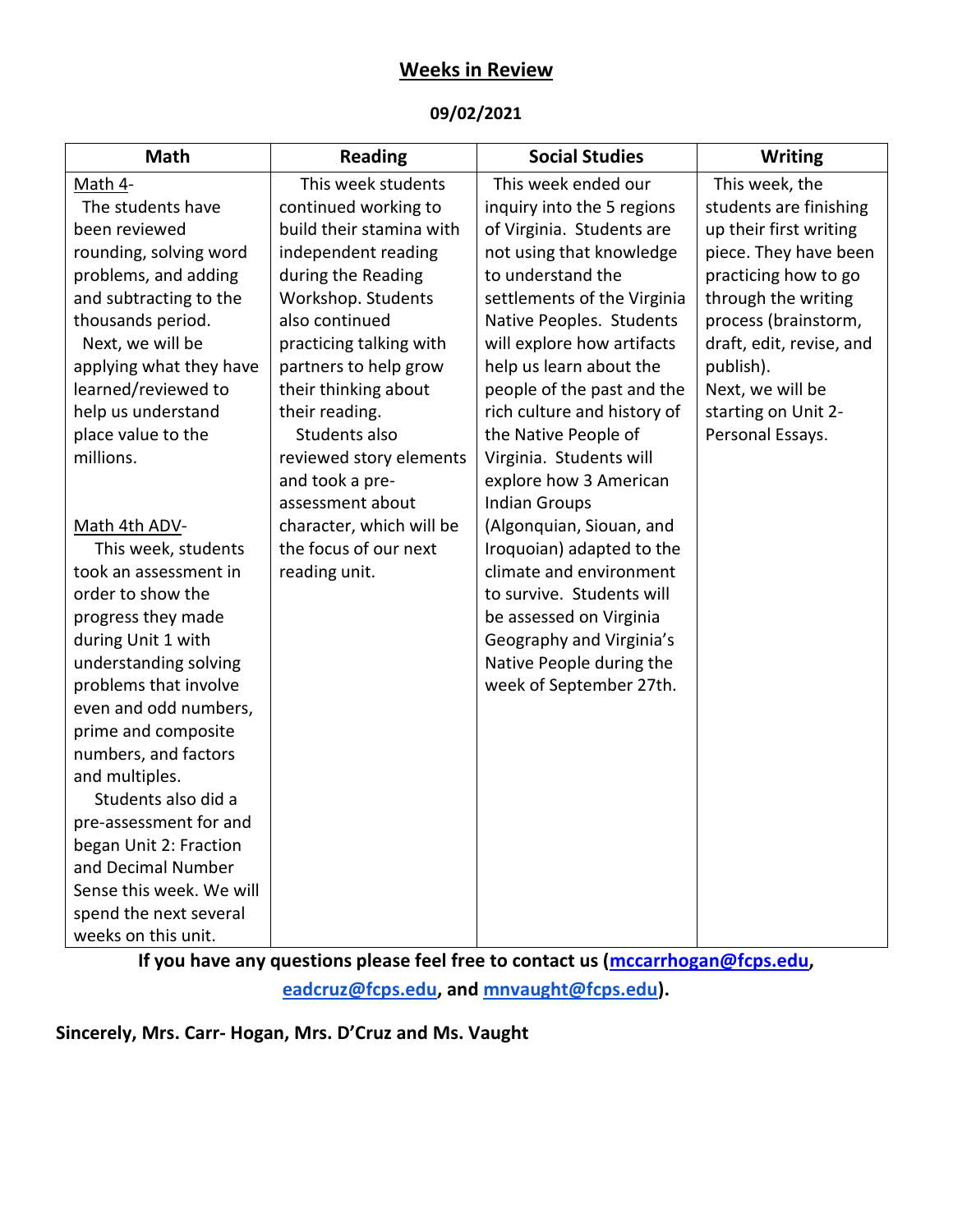# Weeks in Review

**09/02/2021**

| Math | Reading | Social Studies | Writing |
|---|---|---|---|
| Math 4- The students have been reviewed rounding, solving word problems, and adding and subtracting to the thousands period. Next, we will be applying what they have learned/reviewed to help us understand place value to the millions.<br><br>Math 4th ADV- This week, students took an assessment in order to show the progress they made during Unit 1 with understanding solving problems that involve even and odd numbers, prime and composite numbers, and factors and multiples. Students also did a pre-assessment for and began Unit 2: Fraction and Decimal Number Sense this week. We will spend the next several weeks on this unit. | This week students continued working to build their stamina with independent reading during the Reading Workshop. Students also continued practicing talking with partners to help grow their thinking about their reading. Students also reviewed story elements and took a pre-assessment about character, which will be the focus of our next reading unit. | This week ended our inquiry into the 5 regions of Virginia. Students are not using that knowledge to understand the settlements of the Virginia Native Peoples. Students will explore how artifacts help us learn about the people of the past and the rich culture and history of the Native People of Virginia. Students will explore how 3 American Indian Groups (Algonquian, Siouan, and Iroquoian) adapted to the climate and environment to survive. Students will be assessed on Virginia Geography and Virginia's Native People during the week of September 27th. | This week, the students are finishing up their first writing piece. They have been practicing how to go through the writing process (brainstorm, draft, edit, revise, and publish). Next, we will be starting on Unit 2- Personal Essays. |

**If you have any questions please feel free to contact us (mccarrhogan@fcps.edu, eadcruz@fcps.edu, and mnvaught@fcps.edu).**

**Sincerely, Mrs. Carr- Hogan, Mrs. D'Cruz and Ms. Vaught**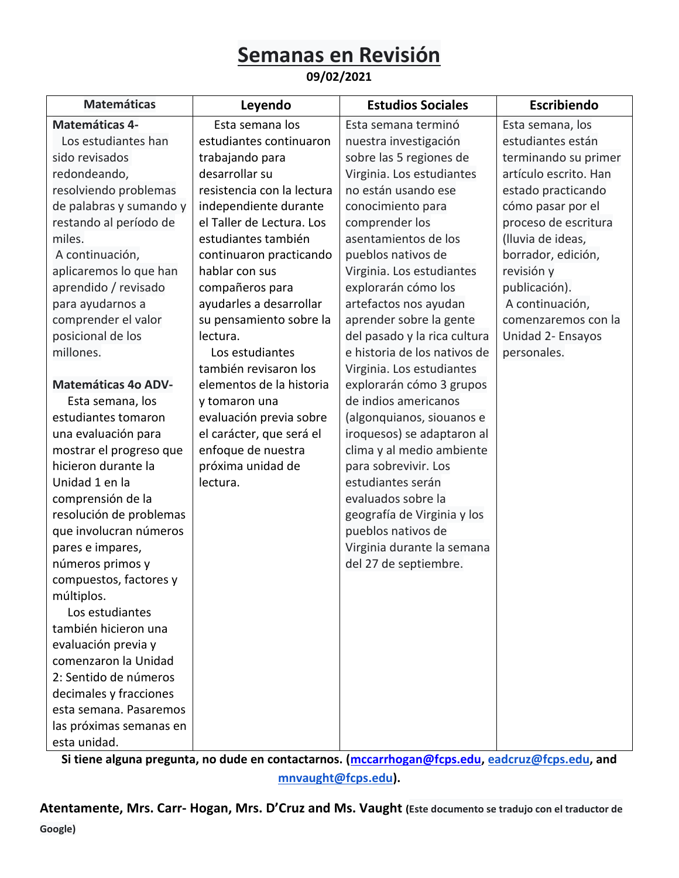# Semanas en Revisión

**09/02/2021**

| Matemáticas | Leyendo | Estudios Sociales | Escribiendo |
|---|---|---|---|
| **Matemáticas 4-** Los estudiantes han sido revisados redondeando, resolviendo problemas de palabras y sumando y restando al período de miles. A continuación, aplicaremos lo que han aprendido / revisado para ayudarnos a comprender el valor posicional de los millones.<br><br>**Matemáticas 4o ADV-** Esta semana, los estudiantes tomaron una evaluación para mostrar el progreso que hicieron durante la Unidad 1 en la comprensión de la resolución de problemas que involucran números pares e impares, números primos y compuestos, factores y múltiplos. Los estudiantes también hicieron una evaluación previa y comenzaron la Unidad 2: Sentido de números decimales y fracciones esta semana. Pasaremos las próximas semanas en esta unidad. | Esta semana los estudiantes continuaron trabajando para desarrollar su resistencia con la lectura independiente durante el Taller de Lectura. Los estudiantes también continuaron practicando hablar con sus compañeros para ayudarles a desarrollar su pensamiento sobre la lectura. Los estudiantes también revisaron los elementos de la historia y tomaron una evaluación previa sobre el carácter, que será el enfoque de nuestra próxima unidad de lectura. | Esta semana terminó nuestra investigación sobre las 5 regiones de Virginia. Los estudiantes no están usando ese conocimiento para comprender los asentamientos de los pueblos nativos de Virginia. Los estudiantes explorarán cómo los artefactos nos ayudan aprender sobre la gente del pasado y la rica cultura e historia de los nativos de Virginia. Los estudiantes explorarán cómo 3 grupos de indios americanos (algonquianos, siouanos e iroqueses) se adaptaron al clima y al medio ambiente para sobrevivir. Los estudiantes serán evaluados sobre la geografía de Virginia y los pueblos nativos de Virginia durante la semana del 27 de septiembre. | Esta semana, los estudiantes están terminando su primer artículo escrito. Han estado practicando cómo pasar por el proceso de escritura (lluvia de ideas, borrador, edición, revisión y publicación). A continuación, comenzaremos con la Unidad 2- Ensayos personales. |

**Si tiene alguna pregunta, no dude en contactarnos. (mccarrhogan@fcps.edu, eadcruz@fcps.edu, and mnvaught@fcps.edu).**

**Atentamente, Mrs. Carr- Hogan, Mrs. D'Cruz and Ms. Vaught** **(Este documento se tradujo con el traductor de Google)**